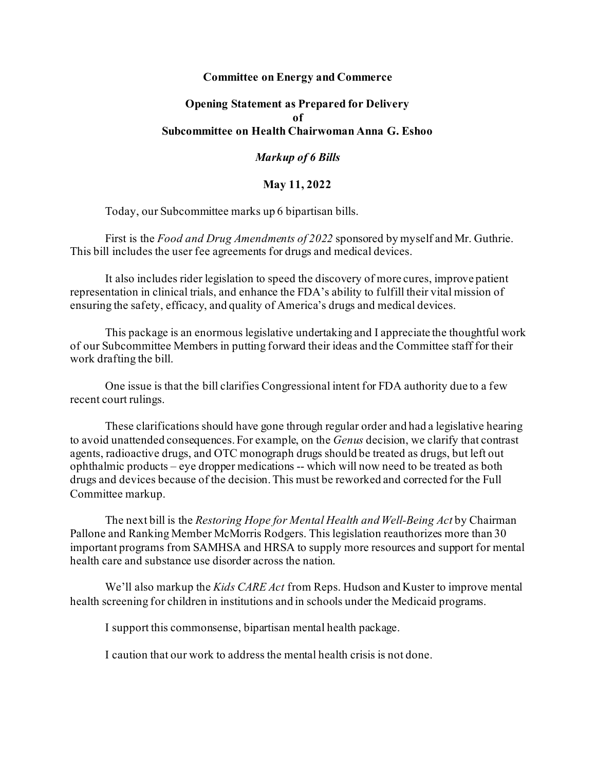**Committee on Energy and Commerce**

**Opening Statement as Prepared for Delivery**
**of**
**Subcommittee on Health Chairwoman Anna G. Eshoo**

***Markup of 6 Bills***

**May 11, 2022**

Today, our Subcommittee marks up 6 bipartisan bills.

First is the *Food and Drug Amendments of 2022* sponsored by myself and Mr. Guthrie. This bill includes the user fee agreements for drugs and medical devices.

It also includes rider legislation to speed the discovery of more cures, improve patient representation in clinical trials, and enhance the FDA's ability to fulfill their vital mission of ensuring the safety, efficacy, and quality of America's drugs and medical devices.

This package is an enormous legislative undertaking and I appreciate the thoughtful work of our Subcommittee Members in putting forward their ideas and the Committee staff for their work drafting the bill.

One issue is that the bill clarifies Congressional intent for FDA authority due to a few recent court rulings.

These clarifications should have gone through regular order and had a legislative hearing to avoid unattended consequences. For example, on the *Genus* decision, we clarify that contrast agents, radioactive drugs, and OTC monograph drugs should be treated as drugs, but left out ophthalmic products – eye dropper medications -- which will now need to be treated as both drugs and devices because of the decision. This must be reworked and corrected for the Full Committee markup.

The next bill is the *Restoring Hope for Mental Health and Well-Being Act* by Chairman Pallone and Ranking Member McMorris Rodgers. This legislation reauthorizes more than 30 important programs from SAMHSA and HRSA to supply more resources and support for mental health care and substance use disorder across the nation.

We'll also markup the *Kids CARE Act* from Reps. Hudson and Kuster to improve mental health screening for children in institutions and in schools under the Medicaid programs.

I support this commonsense, bipartisan mental health package.

I caution that our work to address the mental health crisis is not done.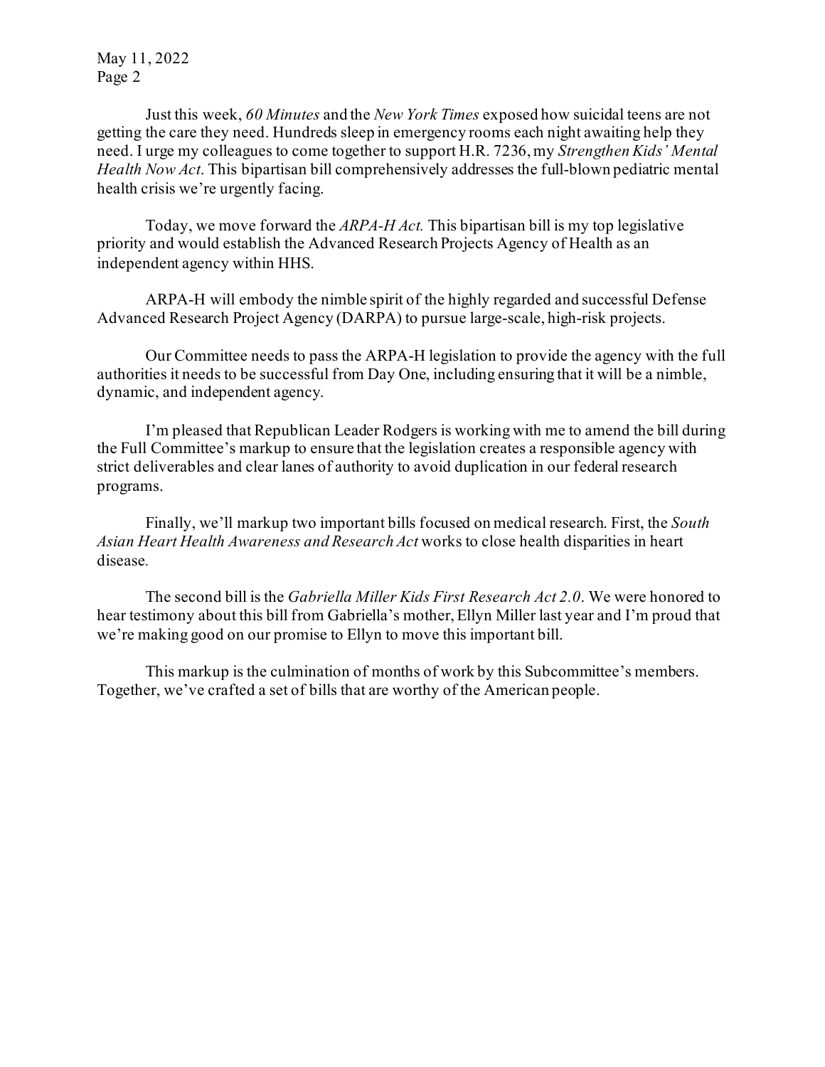Just this week, *60 Minutes* and the *New York Times* exposed how suicidal teens are not getting the care they need. Hundreds sleep in emergency rooms each night awaiting help they need. I urge my colleagues to come together to support H.R. 7236, my *Strengthen Kids' Mental Health Now Act*. This bipartisan bill comprehensively addresses the full-blown pediatric mental health crisis we're urgently facing.

Today, we move forward the *ARPA-H Act.* This bipartisan bill is my top legislative priority and would establish the Advanced Research Projects Agency of Health as an independent agency within HHS.

ARPA-H will embody the nimble spirit of the highly regarded and successful Defense Advanced Research Project Agency (DARPA) to pursue large-scale, high-risk projects.

Our Committee needs to pass the ARPA-H legislation to provide the agency with the full authorities it needs to be successful from Day One, including ensuring that it will be a nimble, dynamic, and independent agency.

I'm pleased that Republican Leader Rodgers is working with me to amend the bill during the Full Committee's markup to ensure that the legislation creates a responsible agency with strict deliverables and clear lanes of authority to avoid duplication in our federal research programs.

Finally, we'll markup two important bills focused on medical research. First, the *South Asian Heart Health Awareness and Research Act* works to close health disparities in heart disease.

The second bill is the *Gabriella Miller Kids First Research Act 2.0*. We were honored to hear testimony about this bill from Gabriella's mother, Ellyn Miller last year and I'm proud that we're making good on our promise to Ellyn to move this important bill.

This markup is the culmination of months of work by this Subcommittee's members. Together, we've crafted a set of bills that are worthy of the American people.